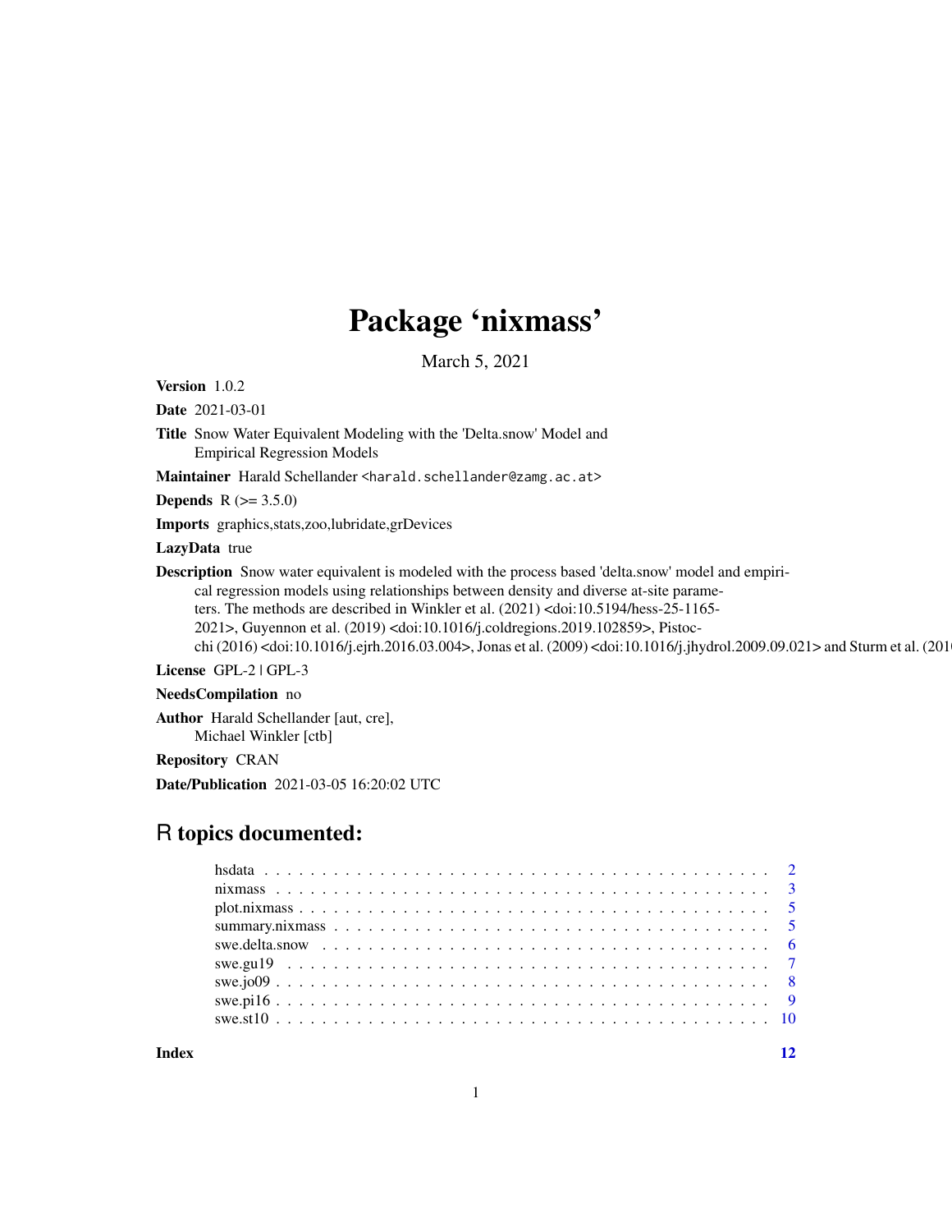# Package 'nixmass'

March 5, 2021

**Version** 1.0.2

**Date** 2021-03-01

**Title** Snow Water Equivalent Modeling with the 'Delta.snow' Model and Empirical Regression Models

**Maintainer** Harald Schellander <harald.schellander@zamg.ac.at>

**Depends** R (>= 3.5.0)

**Imports** graphics,stats,zoo,lubridate,grDevices

**LazyData** true

**Description** Snow water equivalent is modeled with the process based 'delta.snow' model and empirical regression models using relationships between density and diverse at-site parameters. The methods are described in Winkler et al. (2021) <doi:10.5194/hess-25-1165-2021>, Guyennon et al. (2019) <doi:10.1016/j.coldregions.2019.102859>, Pistocchi (2016) <doi:10.1016/j.ejrh.2016.03.004>, Jonas et al. (2009) <doi:10.1016/j.jhydrol.2009.09.021> and Sturm et al. (201

**License** GPL-2 | GPL-3

**NeedsCompilation** no

**Author** Harald Schellander [aut, cre], Michael Winkler [ctb]

**Repository** CRAN

**Date/Publication** 2021-03-05 16:20:02 UTC

## R topics documented:

- hsdata . . . . . . . . . . . . . . . . . . . . . . . . . . . . . . . . . . . . . . . . . . 2
- nixmass . . . . . . . . . . . . . . . . . . . . . . . . . . . . . . . . . . . . . . . . . 3
- plot.nixmass . . . . . . . . . . . . . . . . . . . . . . . . . . . . . . . . . . . . . . . 5
- summary.nixmass . . . . . . . . . . . . . . . . . . . . . . . . . . . . . . . . . . . . 5
- swe.delta.snow . . . . . . . . . . . . . . . . . . . . . . . . . . . . . . . . . . . . . 6
- swe.gu19 . . . . . . . . . . . . . . . . . . . . . . . . . . . . . . . . . . . . . . . . 7
- swe.jo09 . . . . . . . . . . . . . . . . . . . . . . . . . . . . . . . . . . . . . . . . 8
- swe.pi16 . . . . . . . . . . . . . . . . . . . . . . . . . . . . . . . . . . . . . . . . 9
- swe.st10 . . . . . . . . . . . . . . . . . . . . . . . . . . . . . . . . . . . . . . . . 10

**Index** 12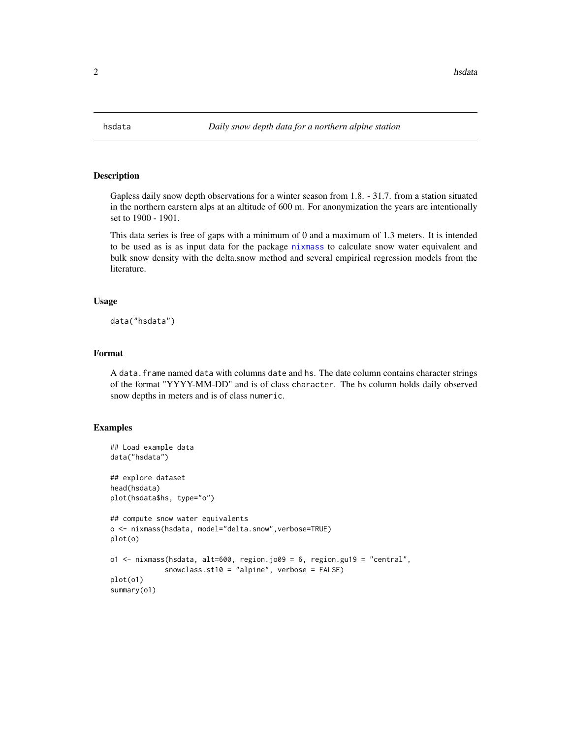# hsdata — *Daily snow depth data for a northern alpine station*

## Description

Gapless daily snow depth observations for a winter season from 1.8. - 31.7. from a station situated in the northern earstern alps at an altitude of 600 m. For anonymization the years are intentionally set to 1900 - 1901.

This data series is free of gaps with a minimum of 0 and a maximum of 1.3 meters. It is intended to be used as is as input data for the package nixmass to calculate snow water equivalent and bulk snow density with the delta.snow method and several empirical regression models from the literature.

## Usage

```
data("hsdata")
```

## Format

A `data.frame` named `data` with columns `date` and `hs`. The date column contains character strings of the format "YYYY-MM-DD" and is of class `character`. The hs column holds daily observed snow depths in meters and is of class `numeric`.

## Examples

```
## Load example data
data("hsdata")

## explore dataset
head(hsdata)
plot(hsdata$hs, type="o")

## compute snow water equivalents
o <- nixmass(hsdata, model="delta.snow",verbose=TRUE)
plot(o)

o1 <- nixmass(hsdata, alt=600, region.jo09 = 6, region.gu19 = "central",
             snowclass.st10 = "alpine", verbose = FALSE)
plot(o1)
summary(o1)
```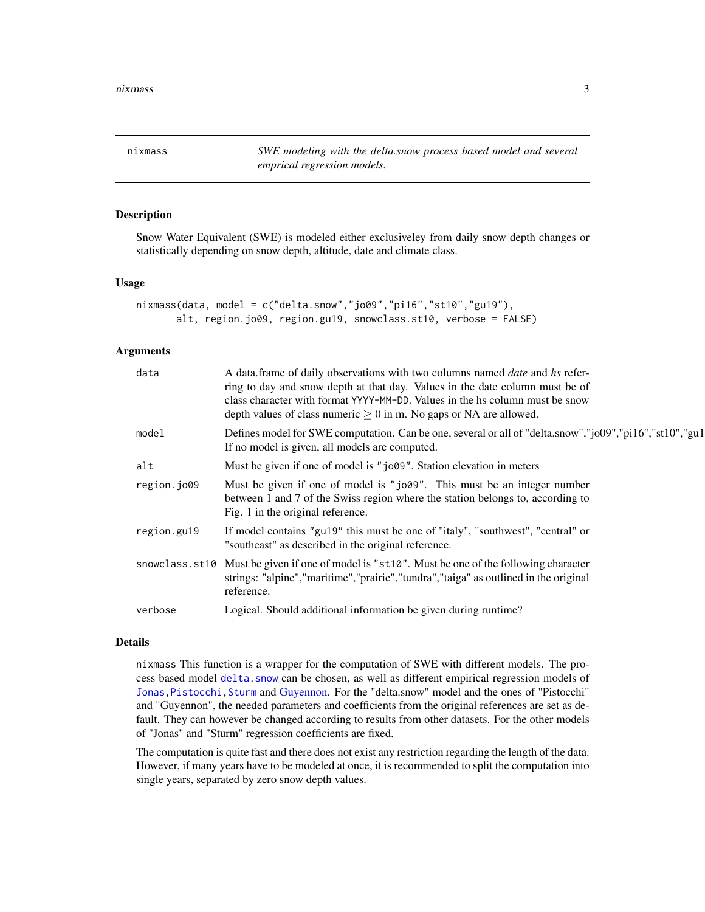# nixmass

*SWE modeling with the delta.snow process based model and several emprical regression models.*

## Description

Snow Water Equivalent (SWE) is modeled either exclusiveley from daily snow depth changes or statistically depending on snow depth, altitude, date and climate class.

## Usage

```
nixmass(data, model = c("delta.snow","jo09","pi16","st10","gu19"),
       alt, region.jo09, region.gu19, snowclass.st10, verbose = FALSE)
```

## Arguments

| | |
|---|---|
| data | A data.frame of daily observations with two columns named *date* and *hs* referring to day and snow depth at that day. Values in the date column must be of class character with format YYYY-MM-DD. Values in the hs column must be snow depth values of class numeric $\geq 0$ in m. No gaps or NA are allowed. |
| model | Defines model for SWE computation. Can be one, several or all of "delta.snow","jo09","pi16","st10","gu1 If no model is given, all models are computed. |
| alt | Must be given if one of model is "jo09". Station elevation in meters |
| region.jo09 | Must be given if one of model is "jo09". This must be an integer number between 1 and 7 of the Swiss region where the station belongs to, according to Fig. 1 in the original reference. |
| region.gu19 | If model contains "gu19" this must be one of "italy", "southwest", "central" or "southeast" as described in the original reference. |
| snowclass.st10 | Must be given if one of model is "st10". Must be one of the following character strings: "alpine","maritime","prairie","tundra","taiga" as outlined in the original reference. |
| verbose | Logical. Should additional information be given during runtime? |

## Details

nixmass This function is a wrapper for the computation of SWE with different models. The process based model delta.snow can be chosen, as well as different empirical regression models of Jonas, Pistocchi, Sturm and Guyennon. For the "delta.snow" model and the ones of "Pistocchi" and "Guyennon", the needed parameters and coefficients from the original references are set as default. They can however be changed according to results from other datasets. For the other models of "Jonas" and "Sturm" regression coefficients are fixed.

The computation is quite fast and there does not exist any restriction regarding the length of the data. However, if many years have to be modeled at once, it is recommended to split the computation into single years, separated by zero snow depth values.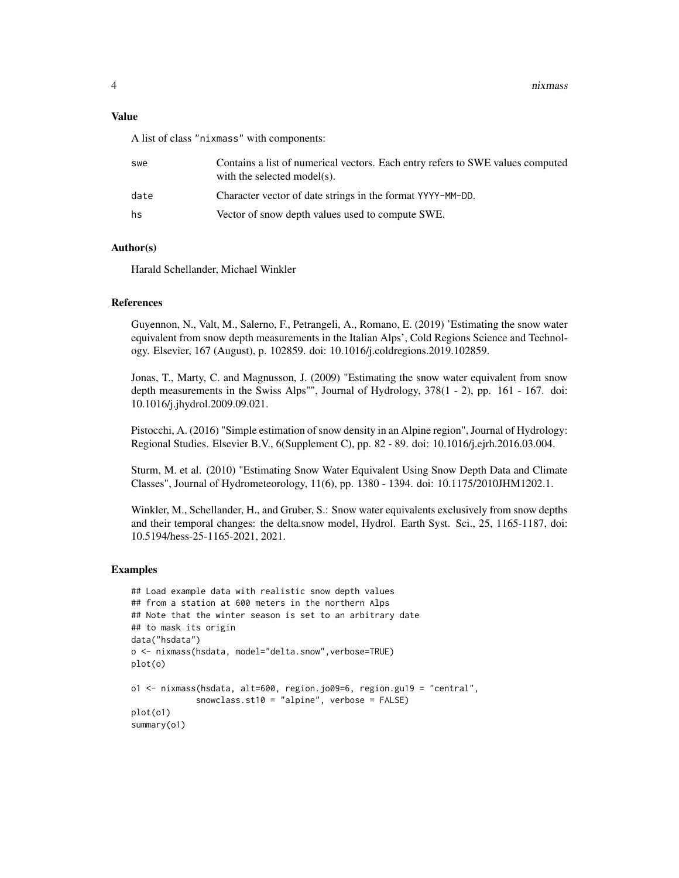### Value

A list of class "nixmass" with components:

| | |
|---|---|
| swe | Contains a list of numerical vectors. Each entry refers to SWE values computed with the selected model(s). |
| date | Character vector of date strings in the format YYYY-MM-DD. |
| hs | Vector of snow depth values used to compute SWE. |

### Author(s)

Harald Schellander, Michael Winkler

### References

Guyennon, N., Valt, M., Salerno, F., Petrangeli, A., Romano, E. (2019) 'Estimating the snow water equivalent from snow depth measurements in the Italian Alps', Cold Regions Science and Technology. Elsevier, 167 (August), p. 102859. doi: 10.1016/j.coldregions.2019.102859.

Jonas, T., Marty, C. and Magnusson, J. (2009) "Estimating the snow water equivalent from snow depth measurements in the Swiss Alps"", Journal of Hydrology, 378(1 - 2), pp. 161 - 167. doi: 10.1016/j.jhydrol.2009.09.021.

Pistocchi, A. (2016) "Simple estimation of snow density in an Alpine region", Journal of Hydrology: Regional Studies. Elsevier B.V., 6(Supplement C), pp. 82 - 89. doi: 10.1016/j.ejrh.2016.03.004.

Sturm, M. et al. (2010) "Estimating Snow Water Equivalent Using Snow Depth Data and Climate Classes", Journal of Hydrometeorology, 11(6), pp. 1380 - 1394. doi: 10.1175/2010JHM1202.1.

Winkler, M., Schellander, H., and Gruber, S.: Snow water equivalents exclusively from snow depths and their temporal changes: the delta.snow model, Hydrol. Earth Syst. Sci., 25, 1165-1187, doi: 10.5194/hess-25-1165-2021, 2021.

### Examples

```
## Load example data with realistic snow depth values
## from a station at 600 meters in the northern Alps
## Note that the winter season is set to an arbitrary date
## to mask its origin
data("hsdata")
o <- nixmass(hsdata, model="delta.snow",verbose=TRUE)
plot(o)

o1 <- nixmass(hsdata, alt=600, region.jo09=6, region.gu19 = "central",
            snowclass.st10 = "alpine", verbose = FALSE)
plot(o1)
summary(o1)
```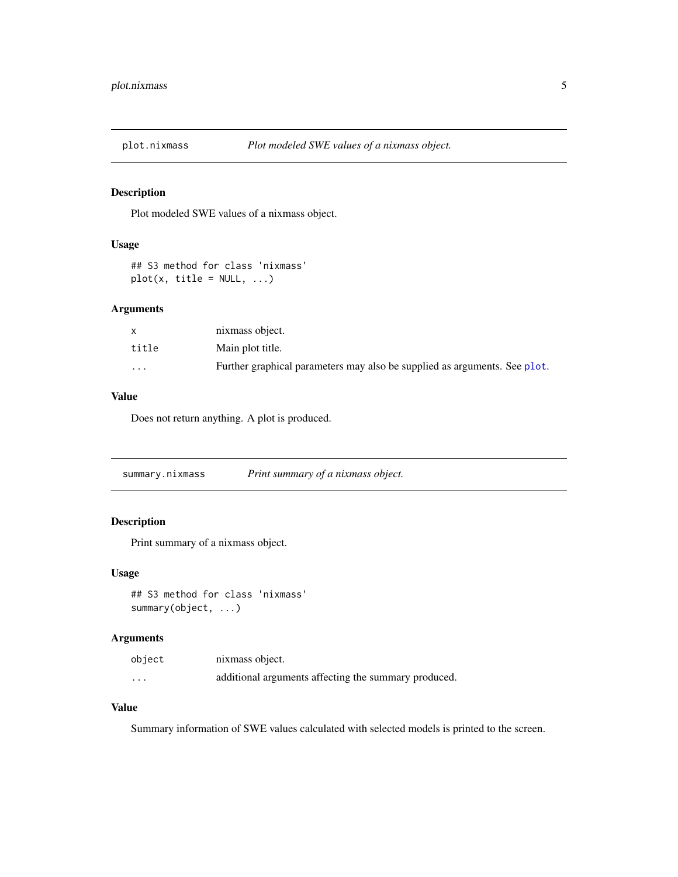## plot.nixmass — *Plot modeled SWE values of a nixmass object.*

### Description

Plot modeled SWE values of a nixmass object.

### Usage

```
## S3 method for class 'nixmass'
plot(x, title = NULL, ...)
```

### Arguments

| | |
|---|---|
| `x` | nixmass object. |
| `title` | Main plot title. |
| `...` | Further graphical parameters may also be supplied as arguments. See `plot`. |

### Value

Does not return anything. A plot is produced.

## summary.nixmass — *Print summary of a nixmass object.*

### Description

Print summary of a nixmass object.

### Usage

```
## S3 method for class 'nixmass'
summary(object, ...)
```

### Arguments

| | |
|---|---|
| `object` | nixmass object. |
| `...` | additional arguments affecting the summary produced. |

### Value

Summary information of SWE values calculated with selected models is printed to the screen.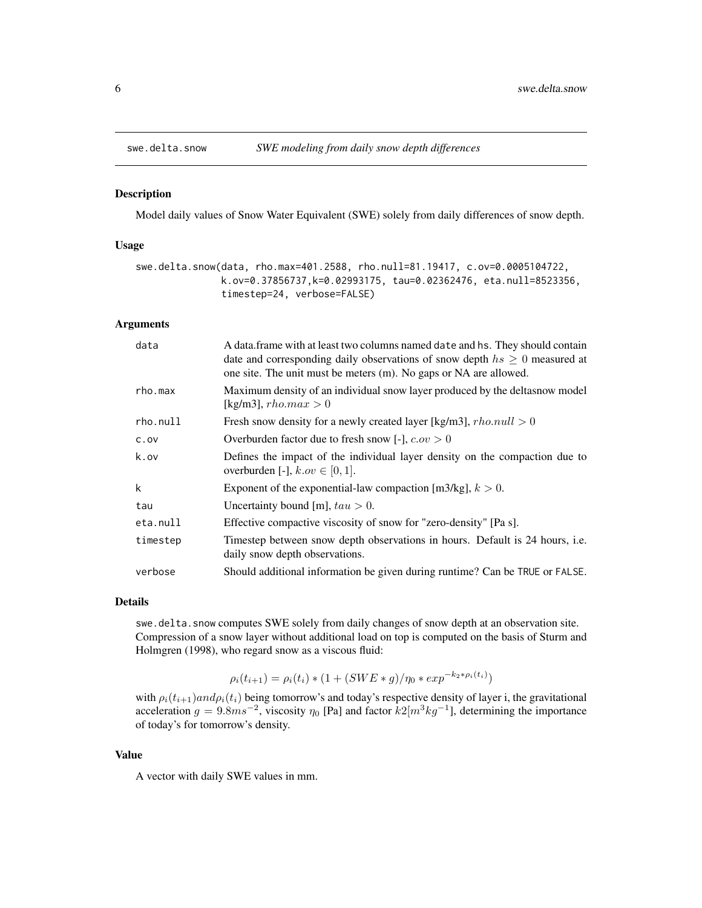swe.delta.snow *SWE modeling from daily snow depth differences*

## Description

Model daily values of Snow Water Equivalent (SWE) solely from daily differences of snow depth.

## Usage

```
swe.delta.snow(data, rho.max=401.2588, rho.null=81.19417, c.ov=0.0005104722,
               k.ov=0.37856737,k=0.02993175, tau=0.02362476, eta.null=8523356,
               timestep=24, verbose=FALSE)
```

## Arguments

| | |
|---|---|
| data | A data.frame with at least two columns named date and hs. They should contain date and corresponding daily observations of snow depth $hs \geq 0$ measured at one site. The unit must be meters (m). No gaps or NA are allowed. |
| rho.max | Maximum density of an individual snow layer produced by the deltasnow model [kg/m3], $rho.max > 0$ |
| rho.null | Fresh snow density for a newly created layer [kg/m3], $rho.null > 0$ |
| c.ov | Overburden factor due to fresh snow [-], $c.ov > 0$ |
| k.ov | Defines the impact of the individual layer density on the compaction due to overburden [-], $k.ov \in [0, 1]$. |
| k | Exponent of the exponential-law compaction [m3/kg], $k > 0$. |
| tau | Uncertainty bound [m], $tau > 0$. |
| eta.null | Effective compactive viscosity of snow for "zero-density" [Pa s]. |
| timestep | Timestep between snow depth observations in hours. Default is 24 hours, i.e. daily snow depth observations. |
| verbose | Should additional information be given during runtime? Can be TRUE or FALSE. |

## Details

swe.delta.snow computes SWE solely from daily changes of snow depth at an observation site. Compression of a snow layer without additional load on top is computed on the basis of Sturm and Holmgren (1998), who regard snow as a viscous fluid:

$$\rho_i(t_{i+1}) = \rho_i(t_i) * (1 + (SWE * g)/\eta_0 * exp^{-k_2 * \rho_i(t_i)})$$

with $\rho_i(t_{i+1}) and \rho_i(t_i)$ being tomorrow's and today's respective density of layer i, the gravitational acceleration $g = 9.8ms^{-2}$, viscosity $\eta_0$ [Pa] and factor $k2[m^3kg^{-1}]$, determining the importance of today's for tomorrow's density.

## Value

A vector with daily SWE values in mm.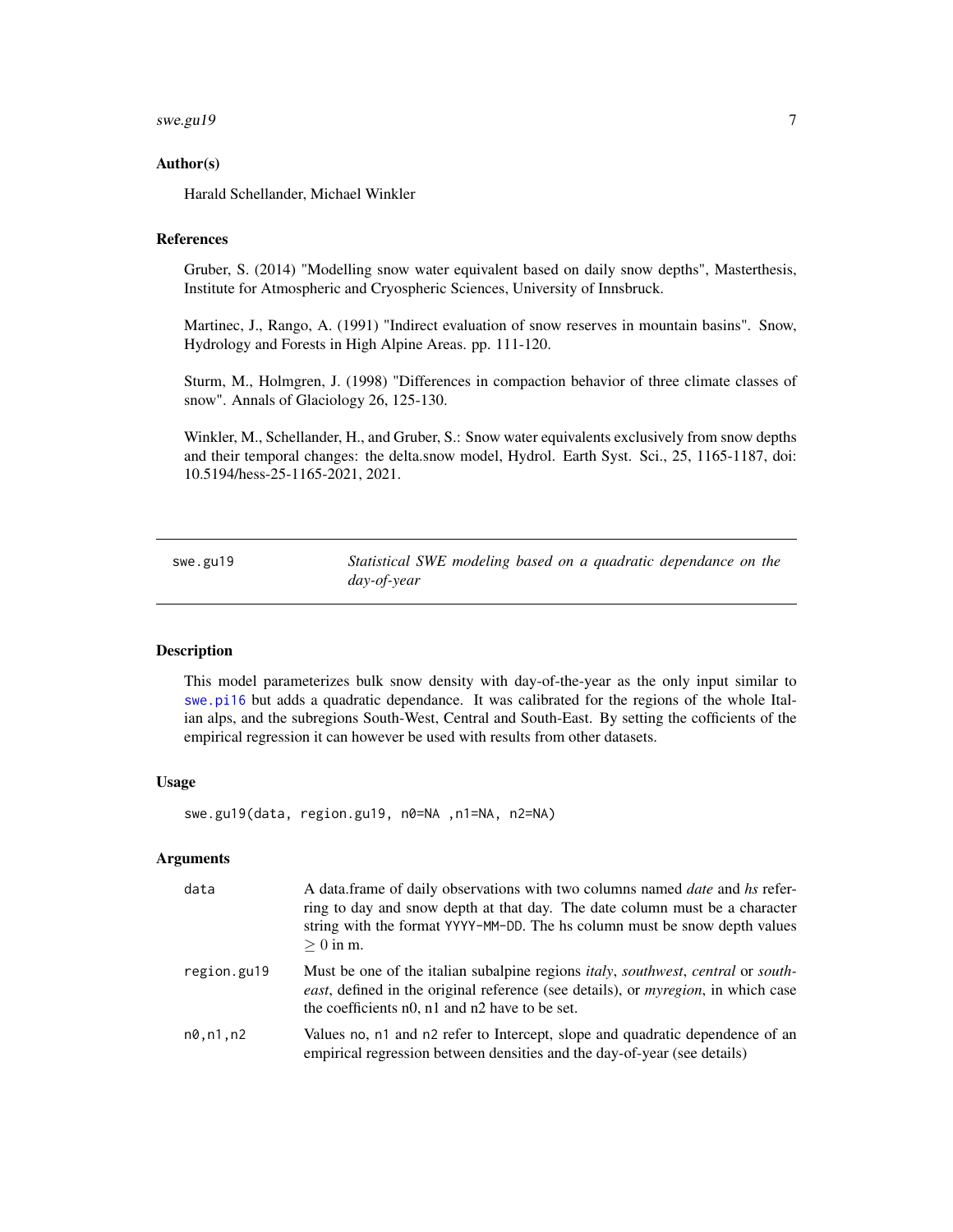### Author(s)

Harald Schellander, Michael Winkler

### References

Gruber, S. (2014) "Modelling snow water equivalent based on daily snow depths", Masterthesis, Institute for Atmospheric and Cryospheric Sciences, University of Innsbruck.

Martinec, J., Rango, A. (1991) "Indirect evaluation of snow reserves in mountain basins". Snow, Hydrology and Forests in High Alpine Areas. pp. 111-120.

Sturm, M., Holmgren, J. (1998) "Differences in compaction behavior of three climate classes of snow". Annals of Glaciology 26, 125-130.

Winkler, M., Schellander, H., and Gruber, S.: Snow water equivalents exclusively from snow depths and their temporal changes: the delta.snow model, Hydrol. Earth Syst. Sci., 25, 1165-1187, doi: 10.5194/hess-25-1165-2021, 2021.

---

## swe.gu19 — *Statistical SWE modeling based on a quadratic dependance on the day-of-year*

### Description

This model parameterizes bulk snow density with day-of-the-year as the only input similar to swe.pi16 but adds a quadratic dependance. It was calibrated for the regions of the whole Italian alps, and the subregions South-West, Central and South-East. By setting the cofficients of the empirical regression it can however be used with results from other datasets.

### Usage

```
swe.gu19(data, region.gu19, n0=NA ,n1=NA, n2=NA)
```

### Arguments

| | |
|---|---|
| data | A data.frame of daily observations with two columns named *date* and *hs* referring to day and snow depth at that day. The date column must be a character string with the format YYYY-MM-DD. The hs column must be snow depth values $\geq 0$ in m. |
| region.gu19 | Must be one of the italian subalpine regions *italy*, *southwest*, *central* or *southeast*, defined in the original reference (see details), or *myregion*, in which case the coefficients n0, n1 and n2 have to be set. |
| n0,n1,n2 | Values no, n1 and n2 refer to Intercept, slope and quadratic dependence of an empirical regression between densities and the day-of-year (see details) |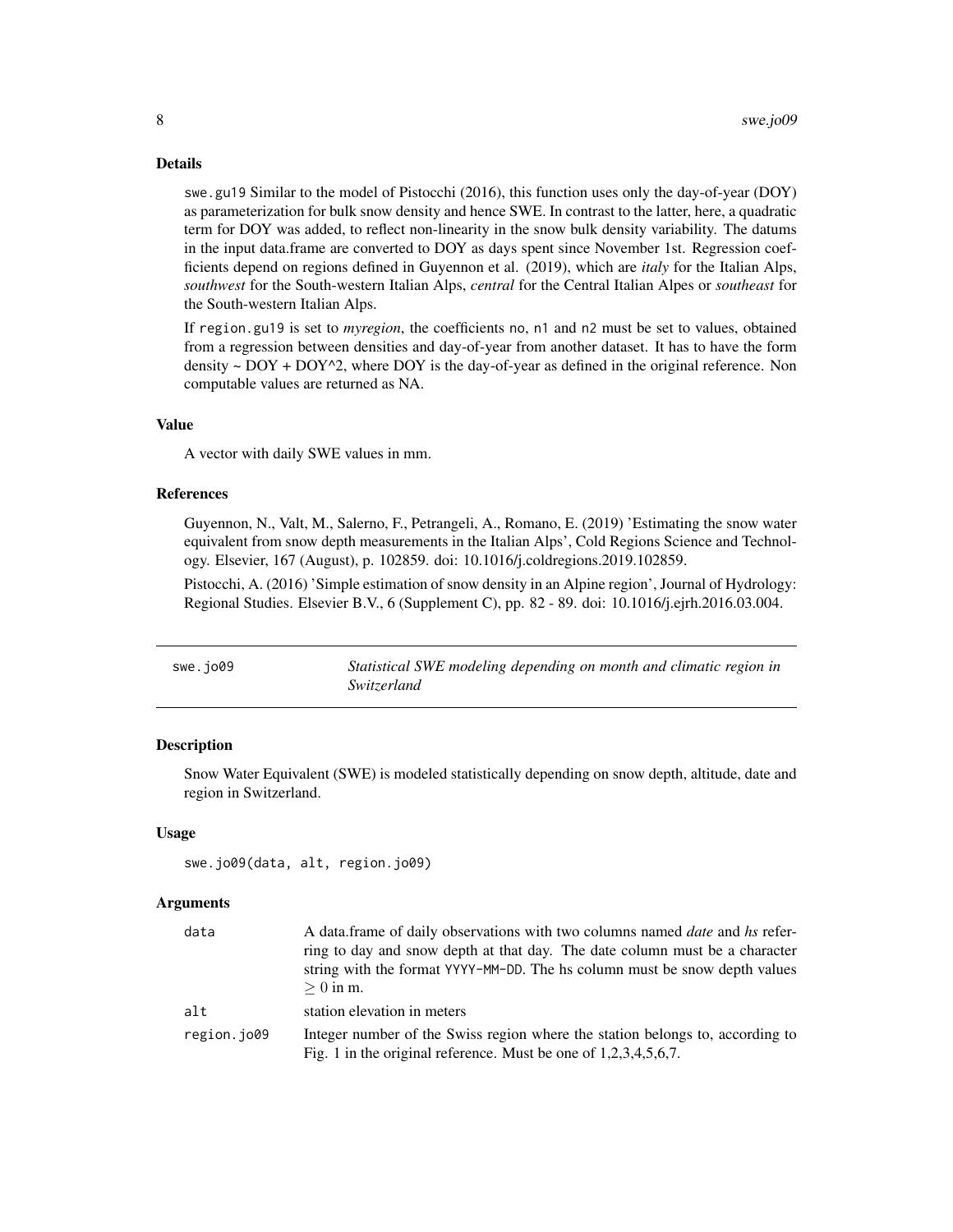## Details

swe.gu19 Similar to the model of Pistocchi (2016), this function uses only the day-of-year (DOY) as parameterization for bulk snow density and hence SWE. In contrast to the latter, here, a quadratic term for DOY was added, to reflect non-linearity in the snow bulk density variability. The datums in the input data.frame are converted to DOY as days spent since November 1st. Regression coefficients depend on regions defined in Guyennon et al. (2019), which are *italy* for the Italian Alps, *southwest* for the South-western Italian Alps, *central* for the Central Italian Alpes or *southeast* for the South-western Italian Alps.

If region.gu19 is set to *myregion*, the coefficients no, n1 and n2 must be set to values, obtained from a regression between densities and day-of-year from another dataset. It has to have the form density ~ DOY + DOY^2, where DOY is the day-of-year as defined in the original reference. Non computable values are returned as NA.

## Value

A vector with daily SWE values in mm.

## References

Guyennon, N., Valt, M., Salerno, F., Petrangeli, A., Romano, E. (2019) 'Estimating the snow water equivalent from snow depth measurements in the Italian Alps', Cold Regions Science and Technology. Elsevier, 167 (August), p. 102859. doi: 10.1016/j.coldregions.2019.102859.

Pistocchi, A. (2016) 'Simple estimation of snow density in an Alpine region', Journal of Hydrology: Regional Studies. Elsevier B.V., 6 (Supplement C), pp. 82 - 89. doi: 10.1016/j.ejrh.2016.03.004.

---

# swe.jo09 — *Statistical SWE modeling depending on month and climatic region in Switzerland*

## Description

Snow Water Equivalent (SWE) is modeled statistically depending on snow depth, altitude, date and region in Switzerland.

## Usage

```
swe.jo09(data, alt, region.jo09)
```

## Arguments

| | |
|---|---|
| data | A data.frame of daily observations with two columns named *date* and *hs* referring to day and snow depth at that day. The date column must be a character string with the format YYYY-MM-DD. The hs column must be snow depth values $\geq 0$ in m. |
| alt | station elevation in meters |
| region.jo09 | Integer number of the Swiss region where the station belongs to, according to Fig. 1 in the original reference. Must be one of 1,2,3,4,5,6,7. |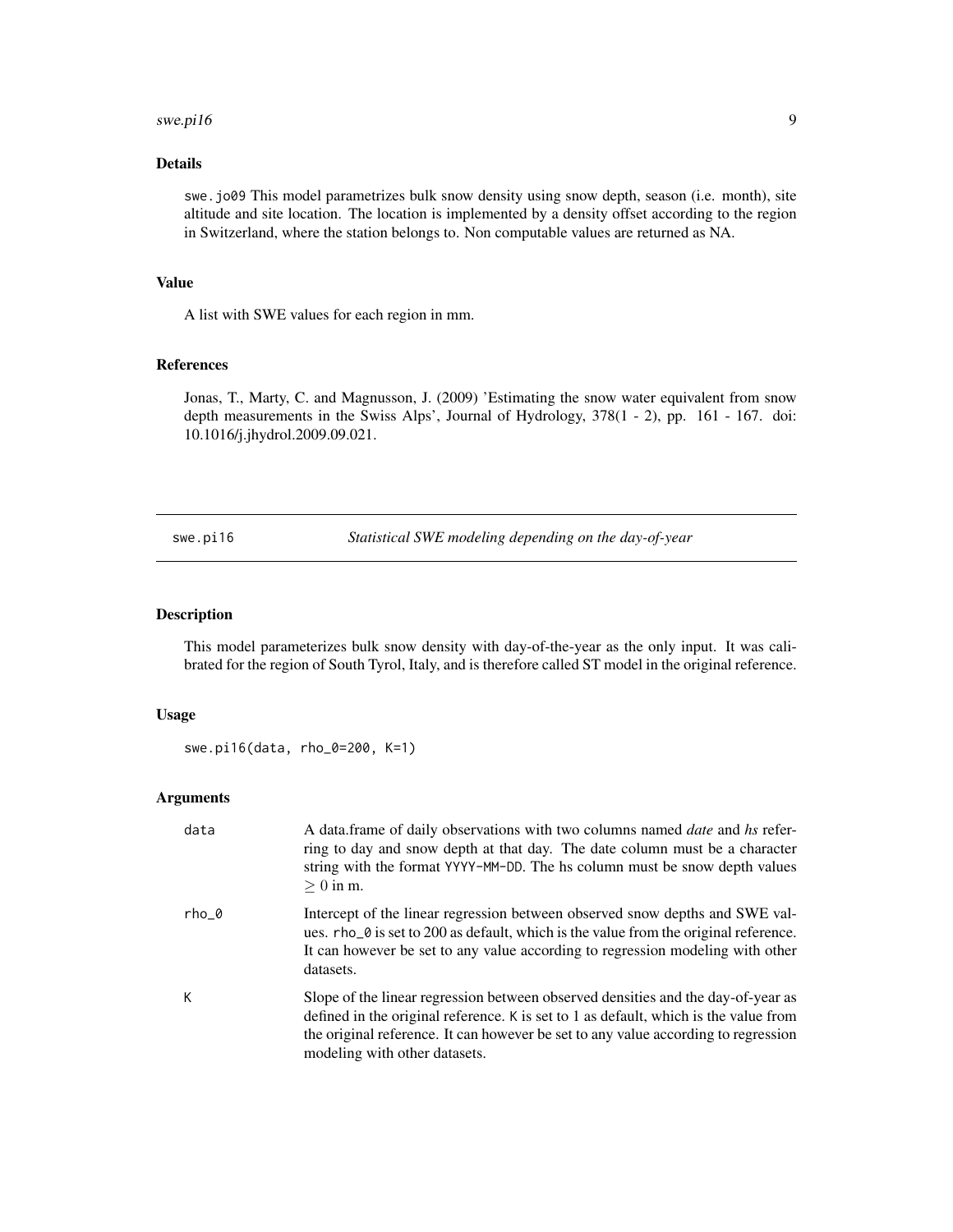## Details

swe.jo09 This model parametrizes bulk snow density using snow depth, season (i.e. month), site altitude and site location. The location is implemented by a density offset according to the region in Switzerland, where the station belongs to. Non computable values are returned as NA.

## Value

A list with SWE values for each region in mm.

## References

Jonas, T., Marty, C. and Magnusson, J. (2009) 'Estimating the snow water equivalent from snow depth measurements in the Swiss Alps', Journal of Hydrology, 378(1 - 2), pp. 161 - 167. doi: 10.1016/j.jhydrol.2009.09.021.

---

# swe.pi16 — *Statistical SWE modeling depending on the day-of-year*

## Description

This model parameterizes bulk snow density with day-of-the-year as the only input. It was calibrated for the region of South Tyrol, Italy, and is therefore called ST model in the original reference.

## Usage

```
swe.pi16(data, rho_0=200, K=1)
```

## Arguments

| | |
|---|---|
| data | A data.frame of daily observations with two columns named *date* and *hs* referring to day and snow depth at that day. The date column must be a character string with the format YYYY-MM-DD. The hs column must be snow depth values $\geq 0$ in m. |
| rho_0 | Intercept of the linear regression between observed snow depths and SWE values. rho_0 is set to 200 as default, which is the value from the original reference. It can however be set to any value according to regression modeling with other datasets. |
| K | Slope of the linear regression between observed densities and the day-of-year as defined in the original reference. K is set to 1 as default, which is the value from the original reference. It can however be set to any value according to regression modeling with other datasets. |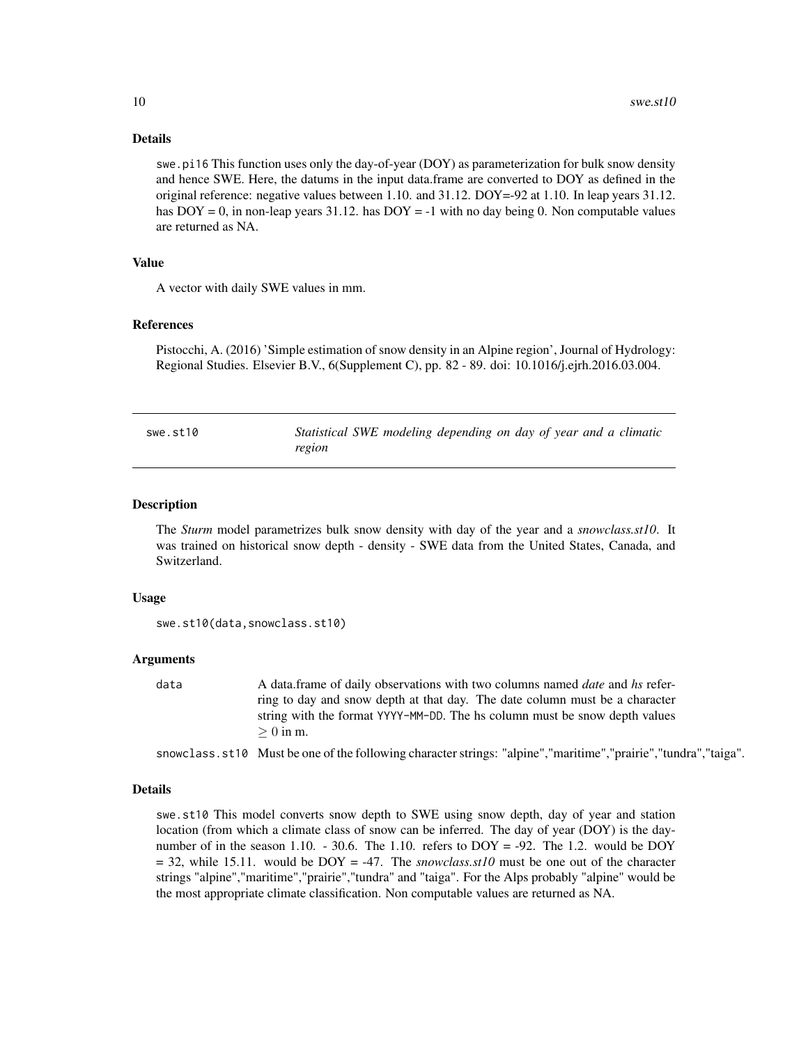### Details

swe.pi16 This function uses only the day-of-year (DOY) as parameterization for bulk snow density and hence SWE. Here, the datums in the input data.frame are converted to DOY as defined in the original reference: negative values between 1.10. and 31.12. DOY=-92 at 1.10. In leap years 31.12. has DOY = 0, in non-leap years 31.12. has DOY = -1 with no day being 0. Non computable values are returned as NA.

### Value

A vector with daily SWE values in mm.

### References

Pistocchi, A. (2016) 'Simple estimation of snow density in an Alpine region', Journal of Hydrology: Regional Studies. Elsevier B.V., 6(Supplement C), pp. 82 - 89. doi: 10.1016/j.ejrh.2016.03.004.

---

## swe.st10 — *Statistical SWE modeling depending on day of year and a climatic region*

---

### Description

The *Sturm* model parametrizes bulk snow density with day of the year and a *snowclass.st10*. It was trained on historical snow depth - density - SWE data from the United States, Canada, and Switzerland.

### Usage

```
swe.st10(data,snowclass.st10)
```

### Arguments

| | |
|---|---|
| data | A data.frame of daily observations with two columns named *date* and *hs* referring to day and snow depth at that day. The date column must be a character string with the format YYYY-MM-DD. The hs column must be snow depth values $\geq 0$ in m. |
| snowclass.st10 | Must be one of the following character strings: "alpine","maritime","prairie","tundra","taiga". |

### Details

swe.st10 This model converts snow depth to SWE using snow depth, day of year and station location (from which a climate class of snow can be inferred. The day of year (DOY) is the day-number of in the season 1.10. - 30.6. The 1.10. refers to DOY = -92. The 1.2. would be DOY = 32, while 15.11. would be DOY = -47. The *snowclass.st10* must be one out of the character strings "alpine","maritime","prairie","tundra" and "taiga". For the Alps probably "alpine" would be the most appropriate climate classification. Non computable values are returned as NA.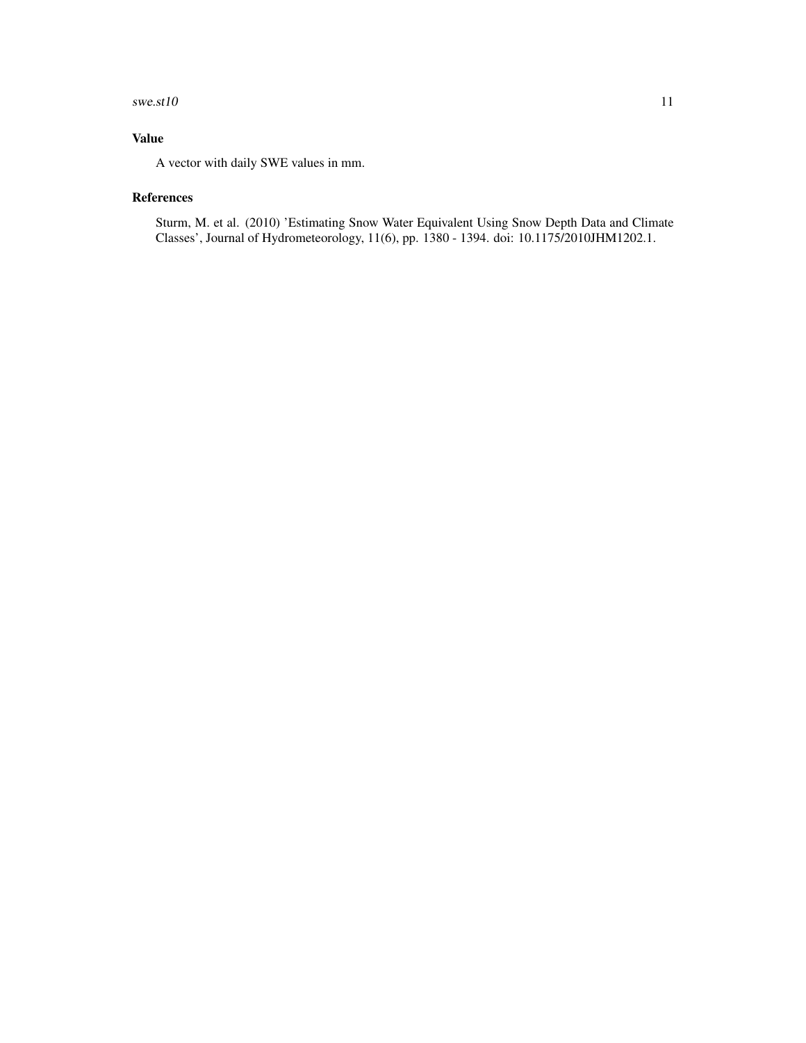### Value

A vector with daily SWE values in mm.

### References

Sturm, M. et al. (2010) 'Estimating Snow Water Equivalent Using Snow Depth Data and Climate Classes', Journal of Hydrometeorology, 11(6), pp. 1380 - 1394. doi: 10.1175/2010JHM1202.1.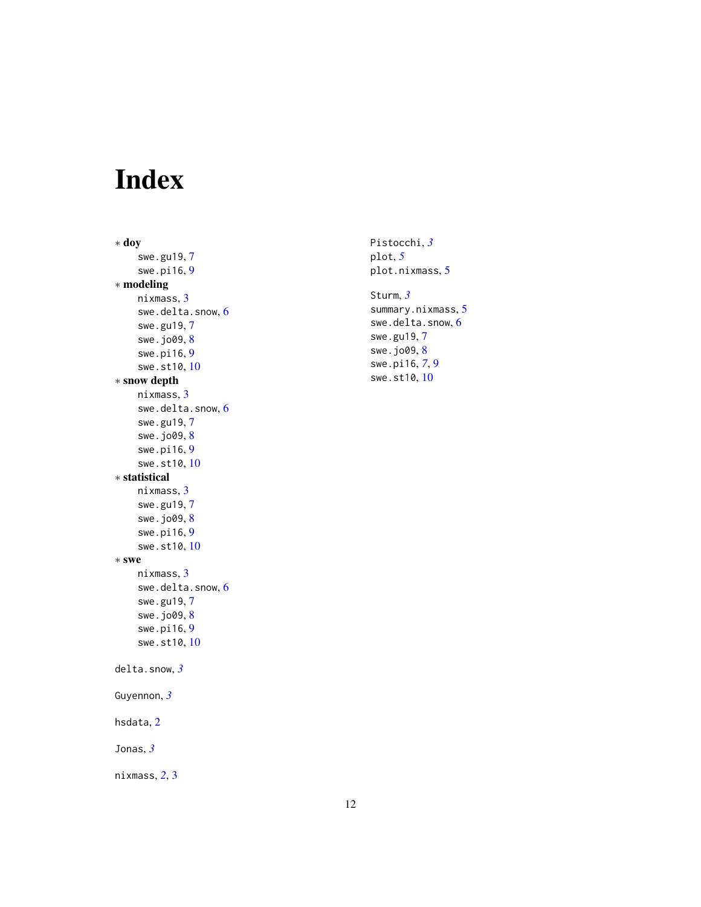# Index

∗ **doy**
- swe.gu19, 7
- swe.pi16, 9

∗ **modeling**
- nixmass, 3
- swe.delta.snow, 6
- swe.gu19, 7
- swe.jo09, 8
- swe.pi16, 9
- swe.st10, 10

∗ **snow depth**
- nixmass, 3
- swe.delta.snow, 6
- swe.gu19, 7
- swe.jo09, 8
- swe.pi16, 9
- swe.st10, 10

∗ **statistical**
- nixmass, 3
- swe.gu19, 7
- swe.jo09, 8
- swe.pi16, 9
- swe.st10, 10

∗ **swe**
- nixmass, 3
- swe.delta.snow, 6
- swe.gu19, 7
- swe.jo09, 8
- swe.pi16, 9
- swe.st10, 10

delta.snow, *3*

Guyennon, *3*

hsdata, 2

Jonas, *3*

nixmass, *2*, 3

Pistocchi, *3*
plot, *5*
plot.nixmass, 5

Sturm, *3*
summary.nixmass, 5
swe.delta.snow, 6
swe.gu19, 7
swe.jo09, 8
swe.pi16, *7*, 9
swe.st10, 10